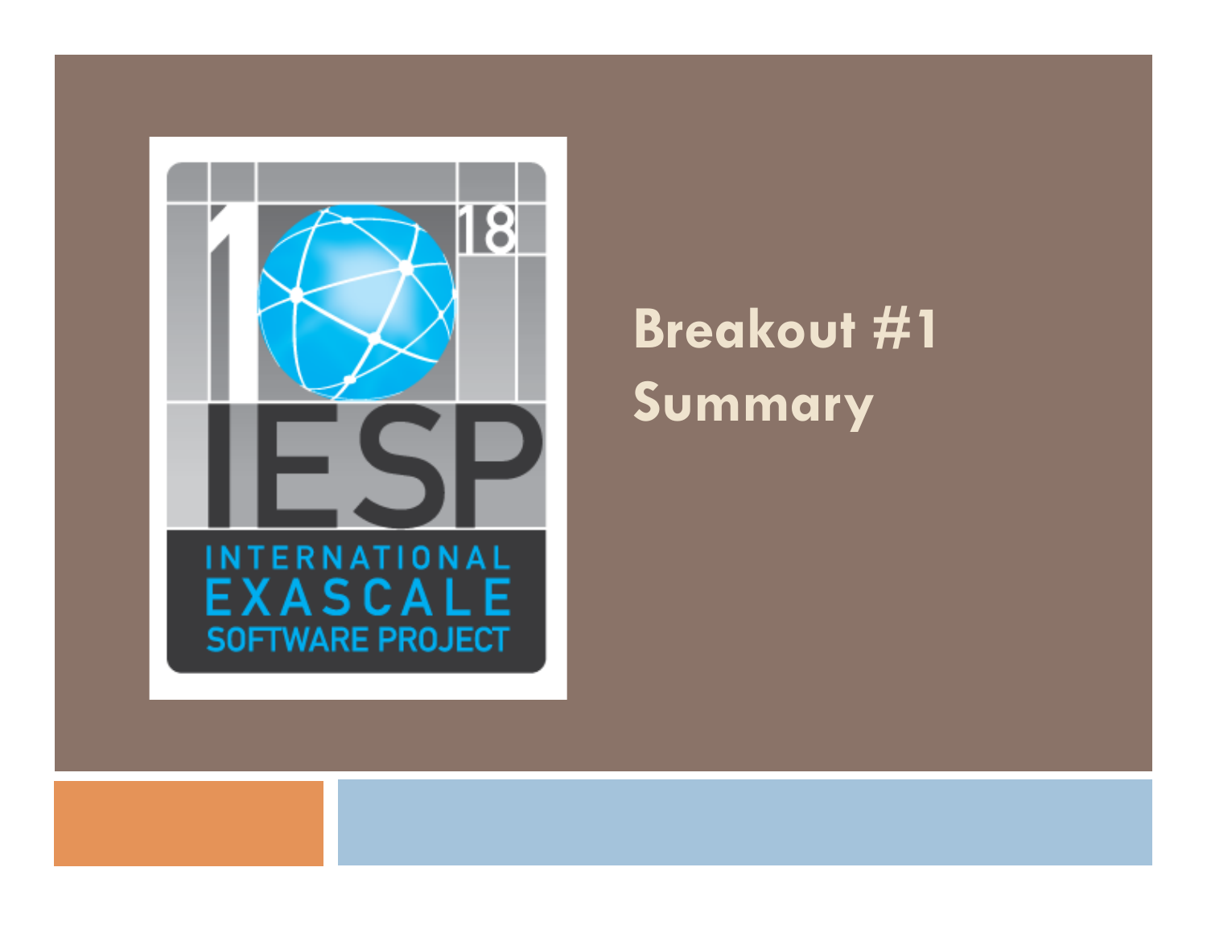# Breakout #1 Summary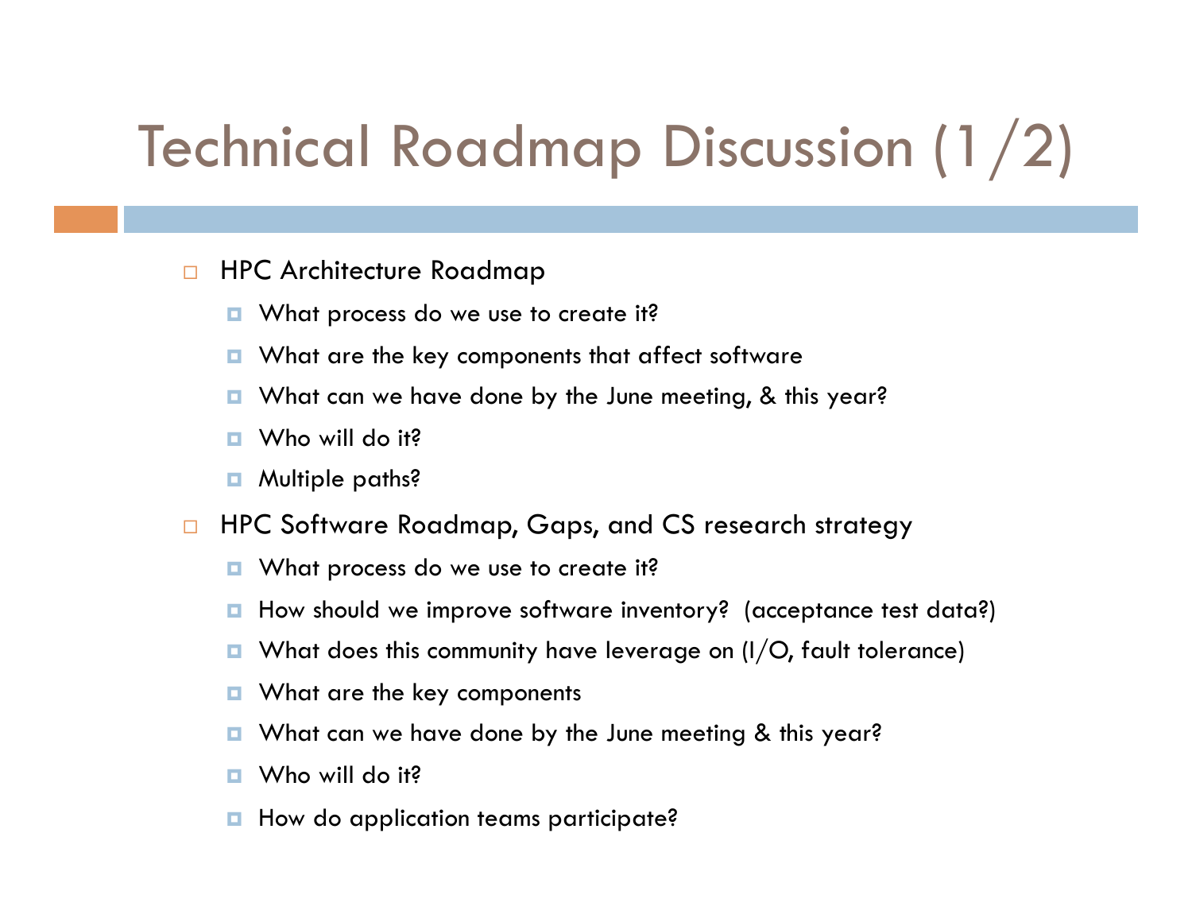# Technical Roadmap Discussion (1/2)

- HPC Architecture Roadmap
  - What process do we use to create it?
  - What are the key components that affect software
  - What can we have done by the June meeting, & this year?
  - Who will do it?
  - Multiple paths?
- HPC Software Roadmap, Gaps, and CS research strategy
  - What process do we use to create it?
  - How should we improve software inventory? (acceptance test data?)
  - What does this community have leverage on (I/O, fault tolerance)
  - What are the key components
  - What can we have done by the June meeting & this year?
  - Who will do it?
  - How do application teams participate?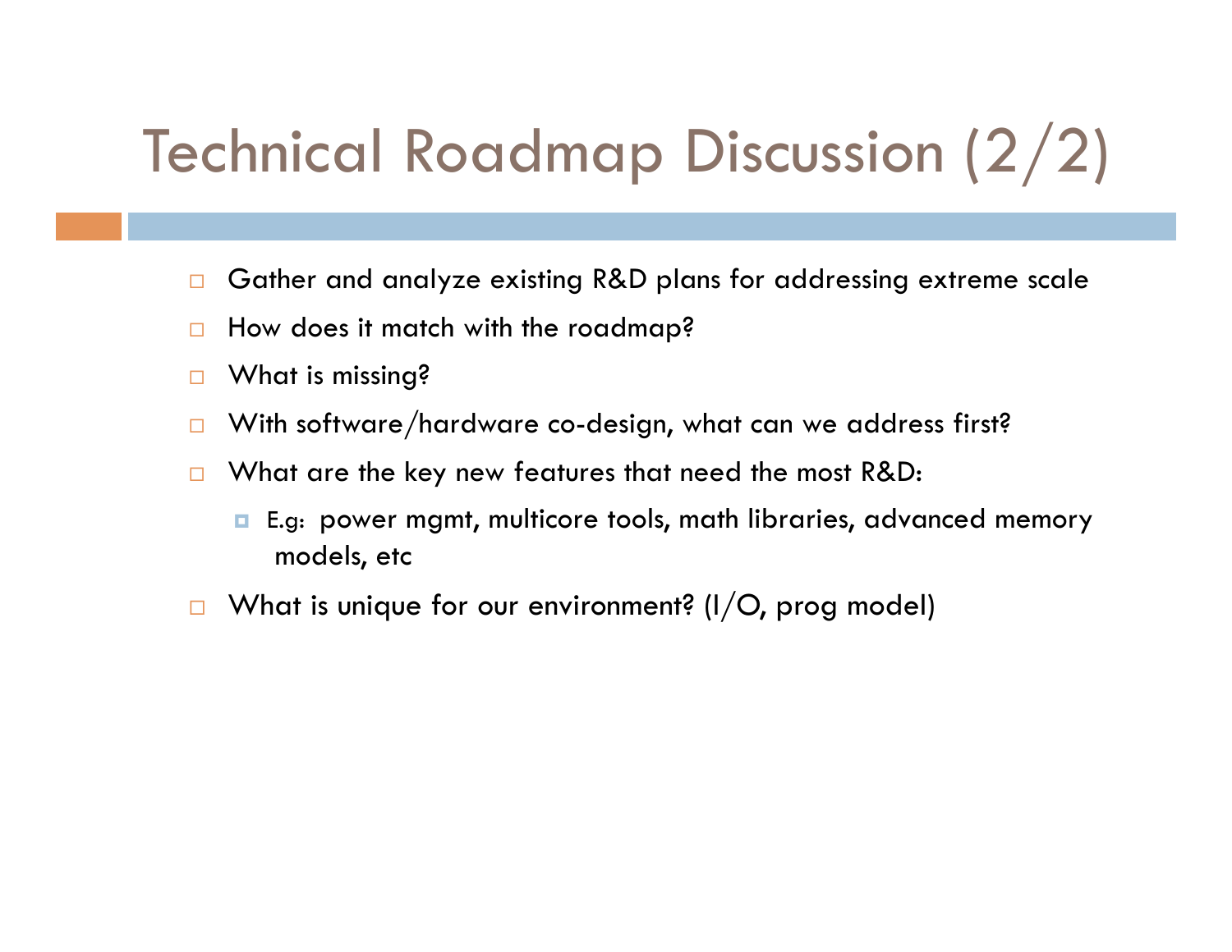# Technical Roadmap Discussion (2/2)

- Gather and analyze existing R&D plans for addressing extreme scale
- How does it match with the roadmap?
- What is missing?
- With software/hardware co-design, what can we address first?
- What are the key new features that need the most R&D:
  - E.g: power mgmt, multicore tools, math libraries, advanced memory models, etc
- What is unique for our environment? (I/O, prog model)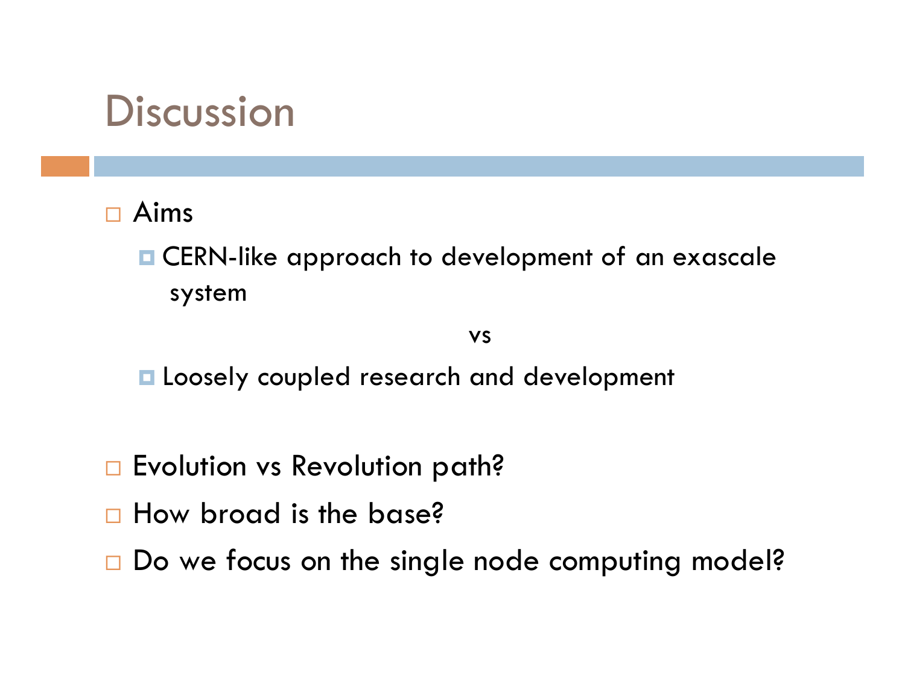# Discussion

- Aims
  - CERN-like approach to development of an exascale system

    vs

  - Loosely coupled research and development

- Evolution vs Revolution path?
- How broad is the base?
- Do we focus on the single node computing model?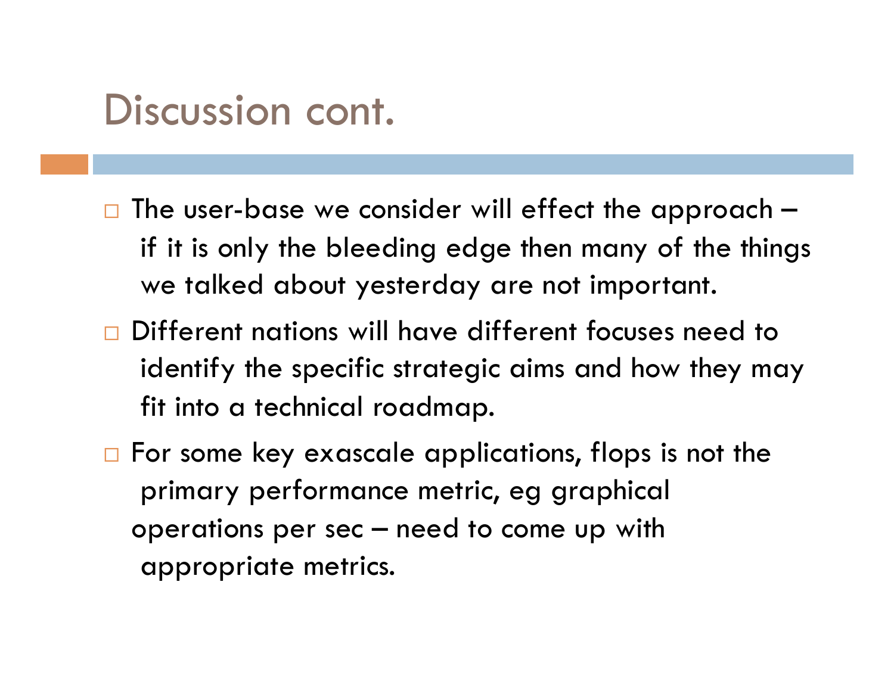# Discussion cont.

- The user-base we consider will effect the approach – if it is only the bleeding edge then many of the things we talked about yesterday are not important.
- Different nations will have different focuses need to identify the specific strategic aims and how they may fit into a technical roadmap.
- For some key exascale applications, flops is not the primary performance metric, eg graphical operations per sec – need to come up with appropriate metrics.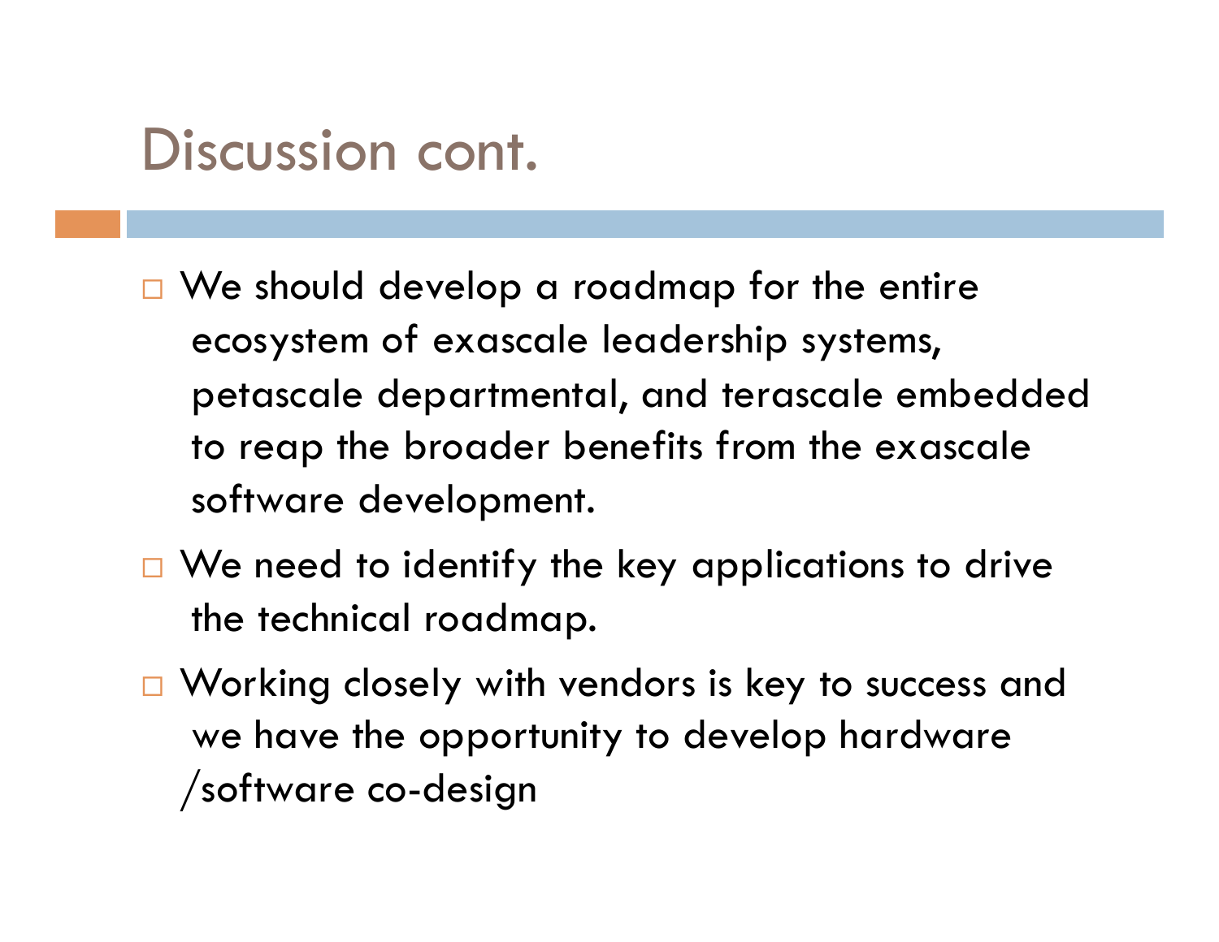# Discussion cont.

- We should develop a roadmap for the entire ecosystem of exascale leadership systems, petascale departmental, and terascale embedded to reap the broader benefits from the exascale software development.
- We need to identify the key applications to drive the technical roadmap.
- Working closely with vendors is key to success and we have the opportunity to develop hardware /software co-design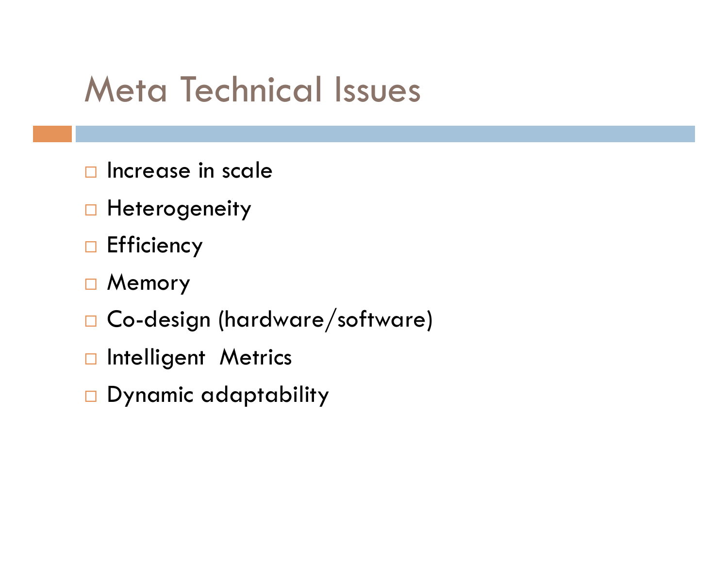# Meta Technical Issues

- Increase in scale
- Heterogeneity
- Efficiency
- Memory
- Co-design (hardware/software)
- Intelligent Metrics
- Dynamic adaptability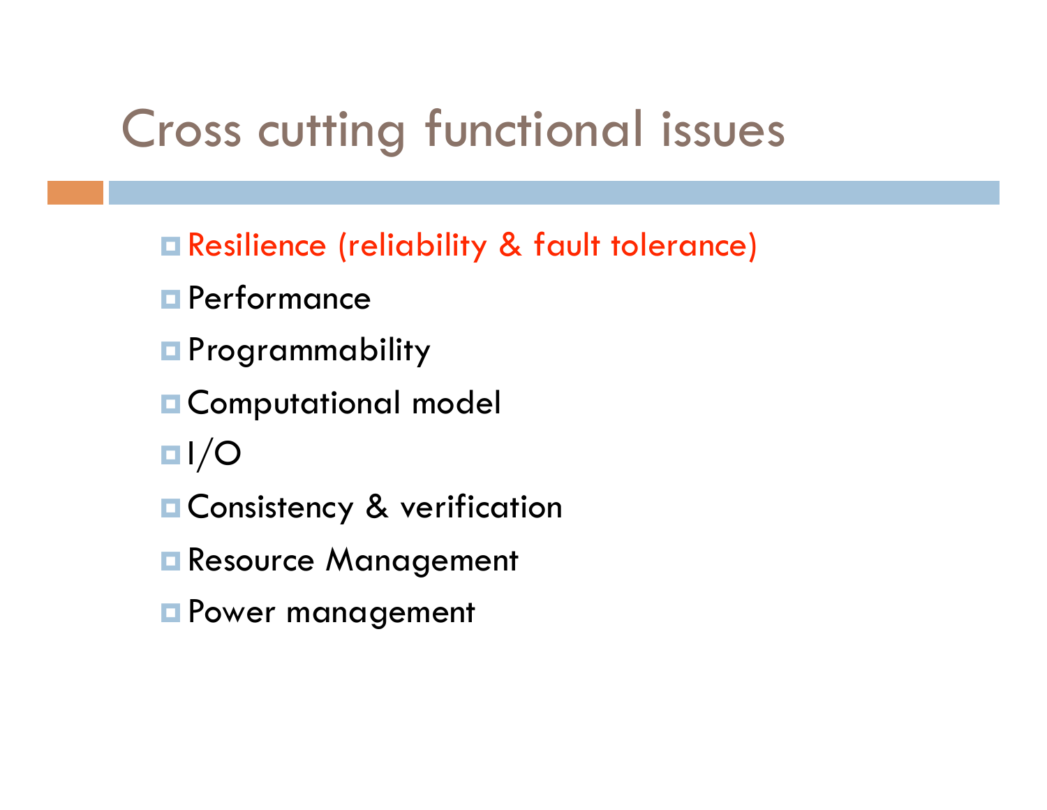# Cross cutting functional issues

- Resilience (reliability & fault tolerance)
- Performance
- Programmability
- Computational model
- I/O
- Consistency & verification
- Resource Management
- Power management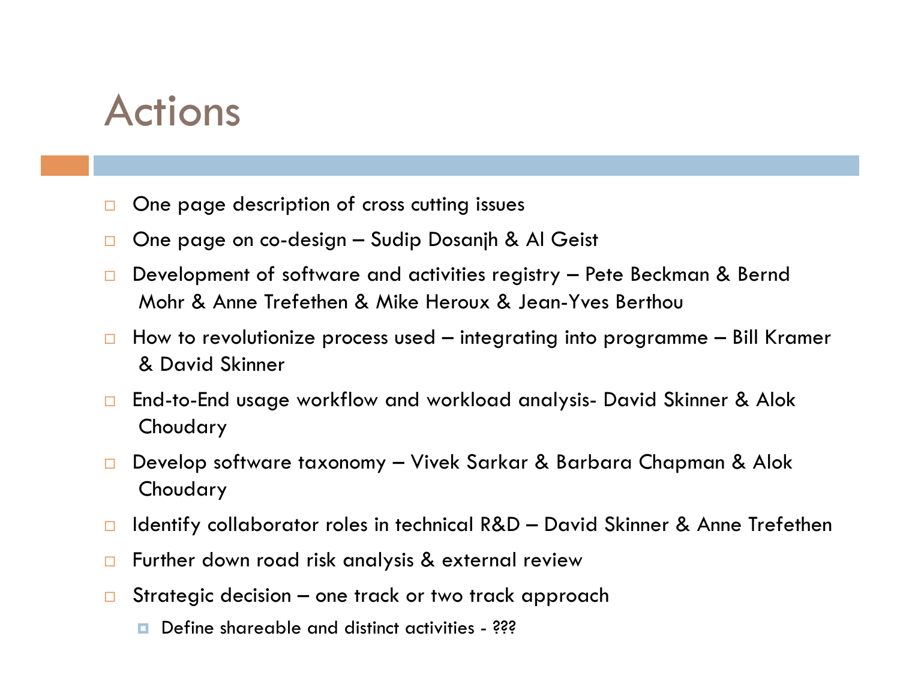# Actions

- One page description of cross cutting issues
- One page on co-design – Sudip Dosanjh & Al Geist
- Development of software and activities registry – Pete Beckman & Bernd Mohr & Anne Trefethen & Mike Heroux & Jean-Yves Berthou
- How to revolutionize process used – integrating into programme – Bill Kramer & David Skinner
- End-to-End usage workflow and workload analysis- David Skinner & Alok Choudary
- Develop software taxonomy – Vivek Sarkar & Barbara Chapman & Alok Choudary
- Identify collaborator roles in technical R&D – David Skinner & Anne Trefethen
- Further down road risk analysis & external review
- Strategic decision – one track or two track approach
  - Define shareable and distinct activities - ???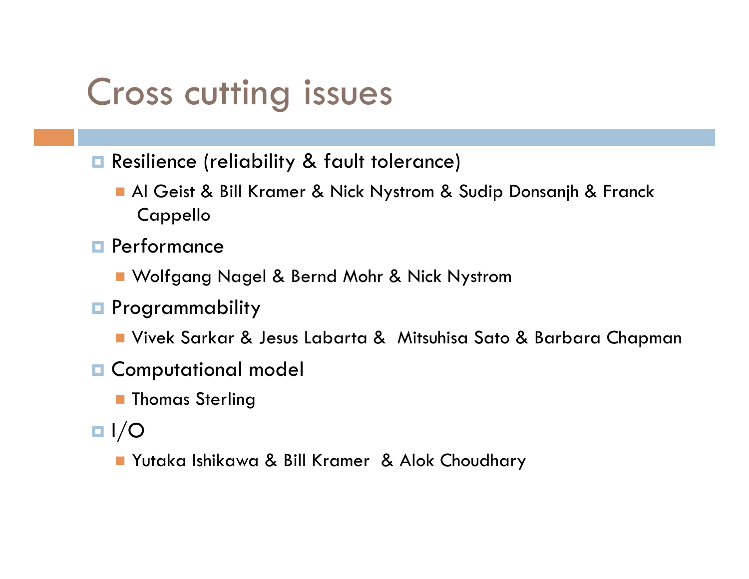# Cross cutting issues

- Resilience (reliability & fault tolerance)
  - Al Geist & Bill Kramer & Nick Nystrom & Sudip Donsanjh & Franck Cappello
- Performance
  - Wolfgang Nagel & Bernd Mohr & Nick Nystrom
- Programmability
  - Vivek Sarkar & Jesus Labarta & Mitsuhisa Sato & Barbara Chapman
- Computational model
  - Thomas Sterling
- I/O
  - Yutaka Ishikawa & Bill Kramer & Alok Choudhary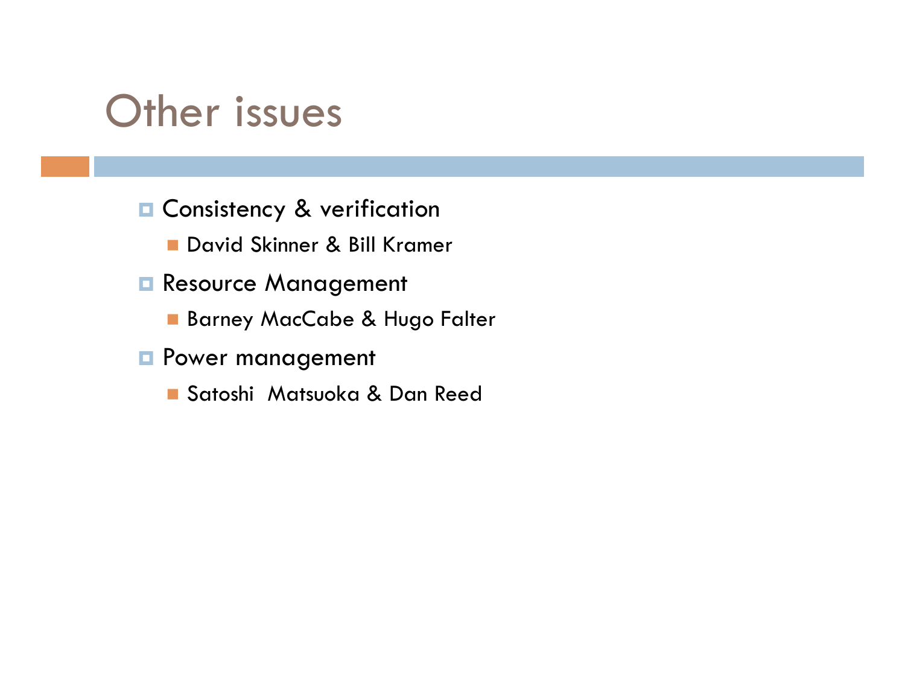# Other issues

- Consistency & verification
  - David Skinner & Bill Kramer
- Resource Management
  - Barney MacCabe & Hugo Falter
- Power management
  - Satoshi  Matsuoka & Dan Reed